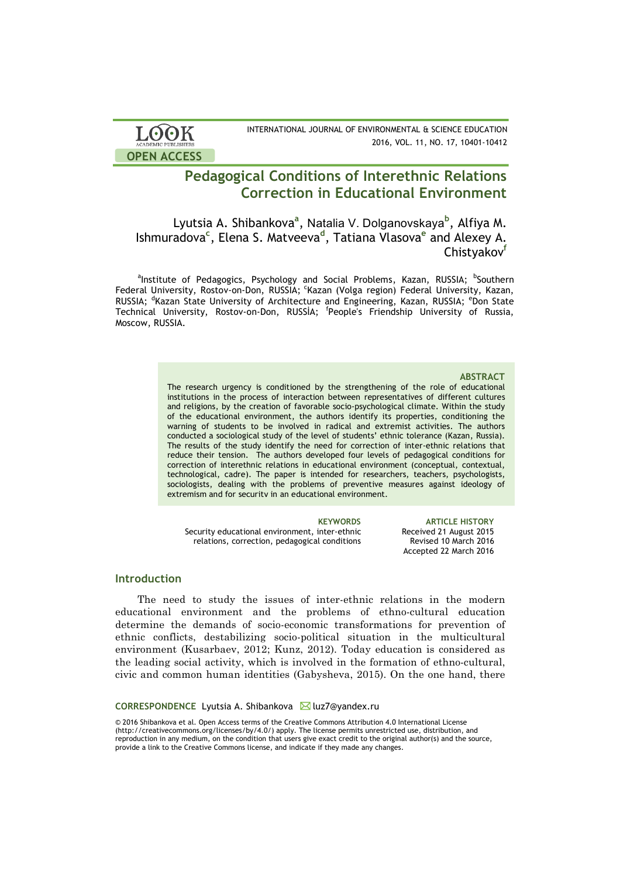# Pedagogical Conditions of Interethnic Relations Correction in Educational Environment

Lyutsia A. Shibankova[a], Natalia V. Dolganovskaya[b], Alfiya M. Ishmuradova[c], Elena S. Matveeva[d], Tatiana Vlasova[e] and Alexey A. Chistyakov[f]

[a]Institute of Pedagogics, Psychology and Social Problems, Kazan, RUSSIA; [b]Southern Federal University, Rostov-on-Don, RUSSIA; [c]Kazan (Volga region) Federal University, Kazan, RUSSIA; [d]Kazan State University of Architecture and Engineering, Kazan, RUSSIA; [e]Don State Technical University, Rostov-on-Don, RUSSİA; [f]People's Friendship University of Russia, Moscow, RUSSIA.

### ABSTRACT

The research urgency is conditioned by the strengthening of the role of educational institutions in the process of interaction between representatives of different cultures and religions, by the creation of favorable socio-psychological climate. Within the study of the educational environment, the authors identify its properties, conditioning the warning of students to be involved in radical and extremist activities. The authors conducted a sociological study of the level of students' ethnic tolerance (Kazan, Russia). The results of the study identify the need for correction of inter-ethnic relations that reduce their tension. The authors developed four levels of pedagogical conditions for correction of interethnic relations in educational environment (conceptual, contextual, technological, cadre). The paper is intended for researchers, teachers, psychologists, sociologists, dealing with the problems of preventive measures against ideology of extremism and for security in an educational environment.

**KEYWORDS**
Security educational environment, inter-ethnic relations, correction, pedagogical conditions

**ARTICLE HISTORY**
Received 21 August 2015
Revised 10 March 2016
Accepted 22 March 2016

## Introduction

The need to study the issues of inter-ethnic relations in the modern educational environment and the problems of ethno-cultural education determine the demands of socio-economic transformations for prevention of ethnic conflicts, destabilizing socio-political situation in the multicultural environment (Kusarbaev, 2012; Kunz, 2012). Today education is considered as the leading social activity, which is involved in the formation of ethno-cultural, civic and common human identities (Gabysheva, 2015). On the one hand, there

**CORRESPONDENCE** Lyutsia A. Shibankova ✉ luz7@yandex.ru

© 2016 Shibankova et al. Open Access terms of the Creative Commons Attribution 4.0 International License (http://creativecommons.org/licenses/by/4.0/) apply. The license permits unrestricted use, distribution, and reproduction in any medium, on the condition that users give exact credit to the original author(s) and the source, provide a link to the Creative Commons license, and indicate if they made any changes.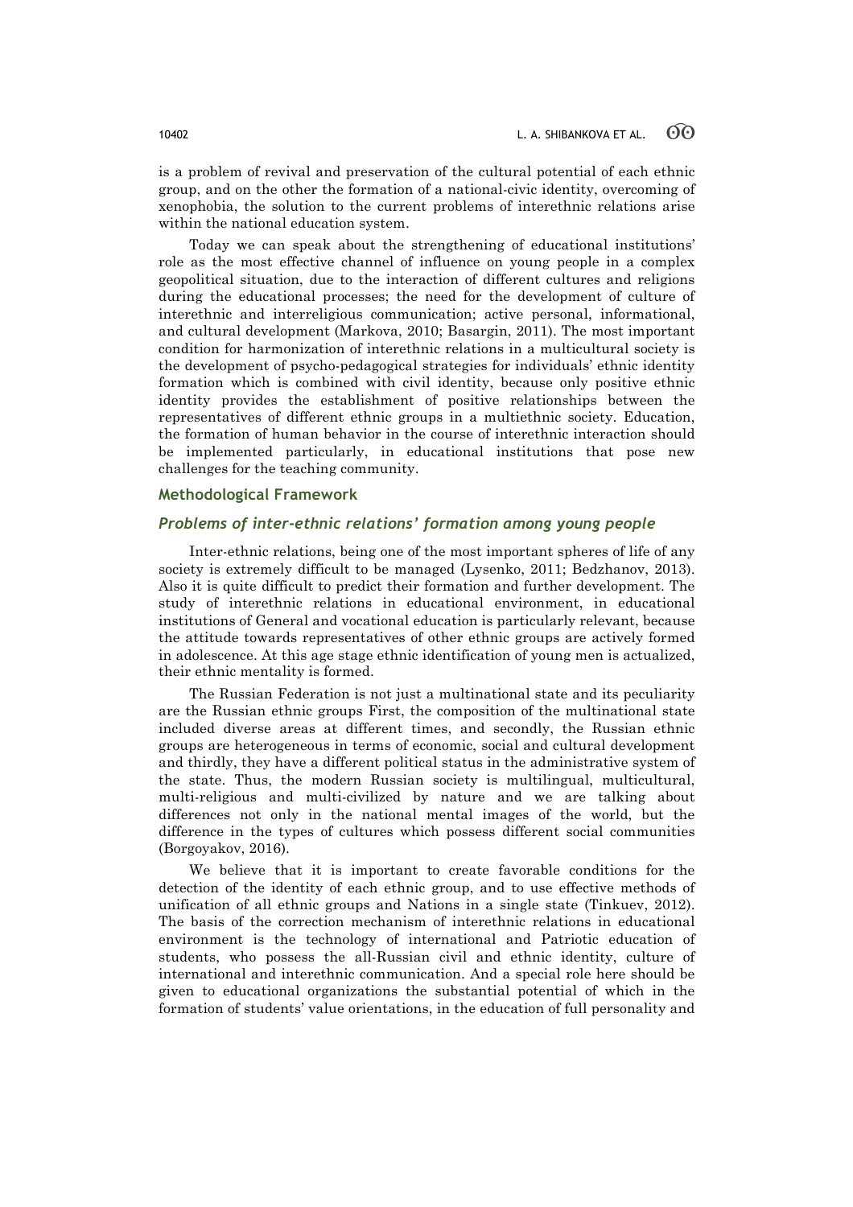is a problem of revival and preservation of the cultural potential of each ethnic group, and on the other the formation of a national-civic identity, overcoming of xenophobia, the solution to the current problems of interethnic relations arise within the national education system.

Today we can speak about the strengthening of educational institutions' role as the most effective channel of influence on young people in a complex geopolitical situation, due to the interaction of different cultures and religions during the educational processes; the need for the development of culture of interethnic and interreligious communication; active personal, informational, and cultural development (Markova, 2010; Basargin, 2011). The most important condition for harmonization of interethnic relations in a multicultural society is the development of psycho-pedagogical strategies for individuals' ethnic identity formation which is combined with civil identity, because only positive ethnic identity provides the establishment of positive relationships between the representatives of different ethnic groups in a multiethnic society. Education, the formation of human behavior in the course of interethnic interaction should be implemented particularly, in educational institutions that pose new challenges for the teaching community.

## Methodological Framework

### *Problems of inter-ethnic relations' formation among young people*

Inter-ethnic relations, being one of the most important spheres of life of any society is extremely difficult to be managed (Lysenko, 2011; Bedzhanov, 2013). Also it is quite difficult to predict their formation and further development. The study of interethnic relations in educational environment, in educational institutions of General and vocational education is particularly relevant, because the attitude towards representatives of other ethnic groups are actively formed in adolescence. At this age stage ethnic identification of young men is actualized, their ethnic mentality is formed.

The Russian Federation is not just a multinational state and its peculiarity are the Russian ethnic groups First, the composition of the multinational state included diverse areas at different times, and secondly, the Russian ethnic groups are heterogeneous in terms of economic, social and cultural development and thirdly, they have a different political status in the administrative system of the state. Thus, the modern Russian society is multilingual, multicultural, multi-religious and multi-civilized by nature and we are talking about differences not only in the national mental images of the world, but the difference in the types of cultures which possess different social communities (Borgoyakov, 2016).

We believe that it is important to create favorable conditions for the detection of the identity of each ethnic group, and to use effective methods of unification of all ethnic groups and Nations in a single state (Tinkuev, 2012). The basis of the correction mechanism of interethnic relations in educational environment is the technology of international and Patriotic education of students, who possess the all-Russian civil and ethnic identity, culture of international and interethnic communication. And a special role here should be given to educational organizations the substantial potential of which in the formation of students' value orientations, in the education of full personality and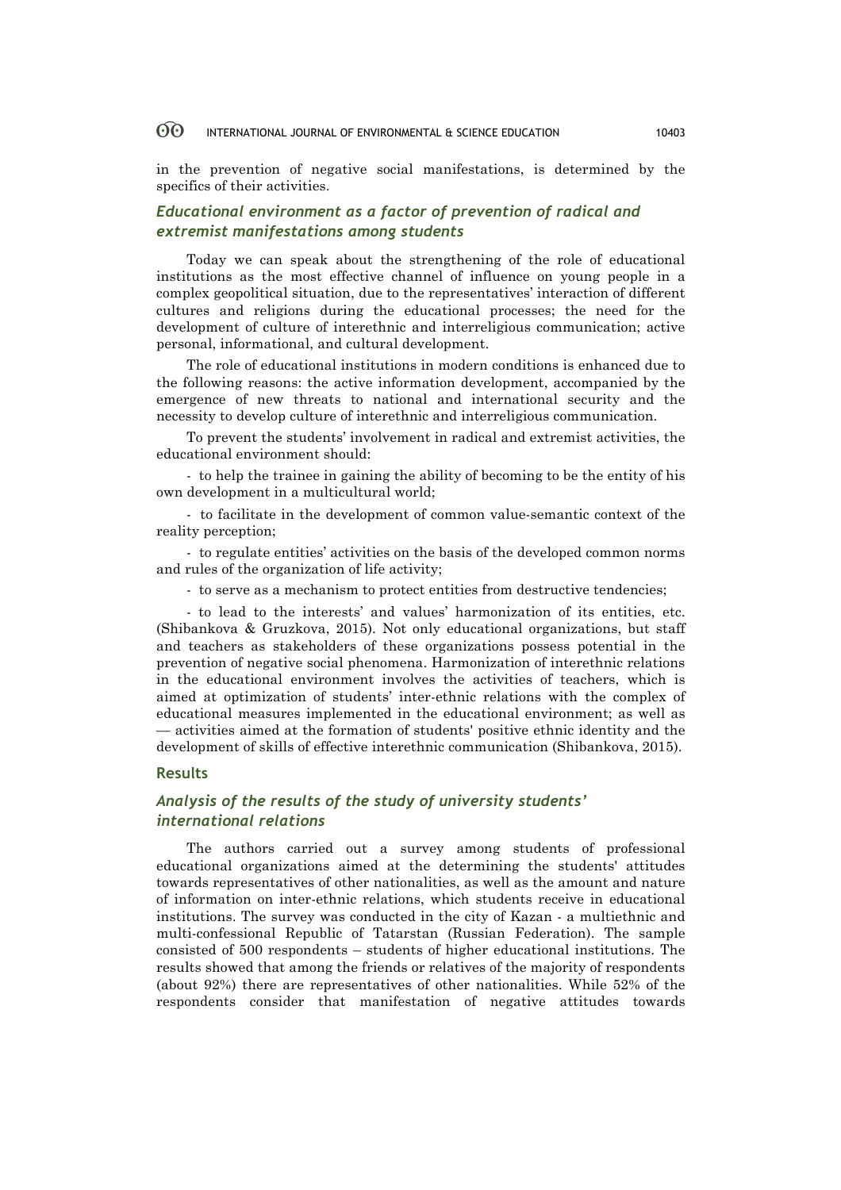in the prevention of negative social manifestations, is determined by the specifics of their activities.

### *Educational environment as a factor of prevention of radical and extremist manifestations among students*

Today we can speak about the strengthening of the role of educational institutions as the most effective channel of influence on young people in a complex geopolitical situation, due to the representatives' interaction of different cultures and religions during the educational processes; the need for the development of culture of interethnic and interreligious communication; active personal, informational, and cultural development.

The role of educational institutions in modern conditions is enhanced due to the following reasons: the active information development, accompanied by the emergence of new threats to national and international security and the necessity to develop culture of interethnic and interreligious communication.

To prevent the students' involvement in radical and extremist activities, the educational environment should:

- to help the trainee in gaining the ability of becoming to be the entity of his own development in a multicultural world;

- to facilitate in the development of common value-semantic context of the reality perception;

- to regulate entities' activities on the basis of the developed common norms and rules of the organization of life activity;

- to serve as a mechanism to protect entities from destructive tendencies;

- to lead to the interests' and values' harmonization of its entities, etc. (Shibankova & Gruzkova, 2015). Not only educational organizations, but staff and teachers as stakeholders of these organizations possess potential in the prevention of negative social phenomena. Harmonization of interethnic relations in the educational environment involves the activities of teachers, which is aimed at optimization of students' inter-ethnic relations with the complex of educational measures implemented in the educational environment; as well as — activities aimed at the formation of students' positive ethnic identity and the development of skills of effective interethnic communication (Shibankova, 2015).

## Results

### *Analysis of the results of the study of university students' international relations*

The authors carried out a survey among students of professional educational organizations aimed at the determining the students' attitudes towards representatives of other nationalities, as well as the amount and nature of information on inter-ethnic relations, which students receive in educational institutions. The survey was conducted in the city of Kazan - a multiethnic and multi-confessional Republic of Tatarstan (Russian Federation). The sample consisted of 500 respondents – students of higher educational institutions. The results showed that among the friends or relatives of the majority of respondents (about 92%) there are representatives of other nationalities. While 52% of the respondents consider that manifestation of negative attitudes towards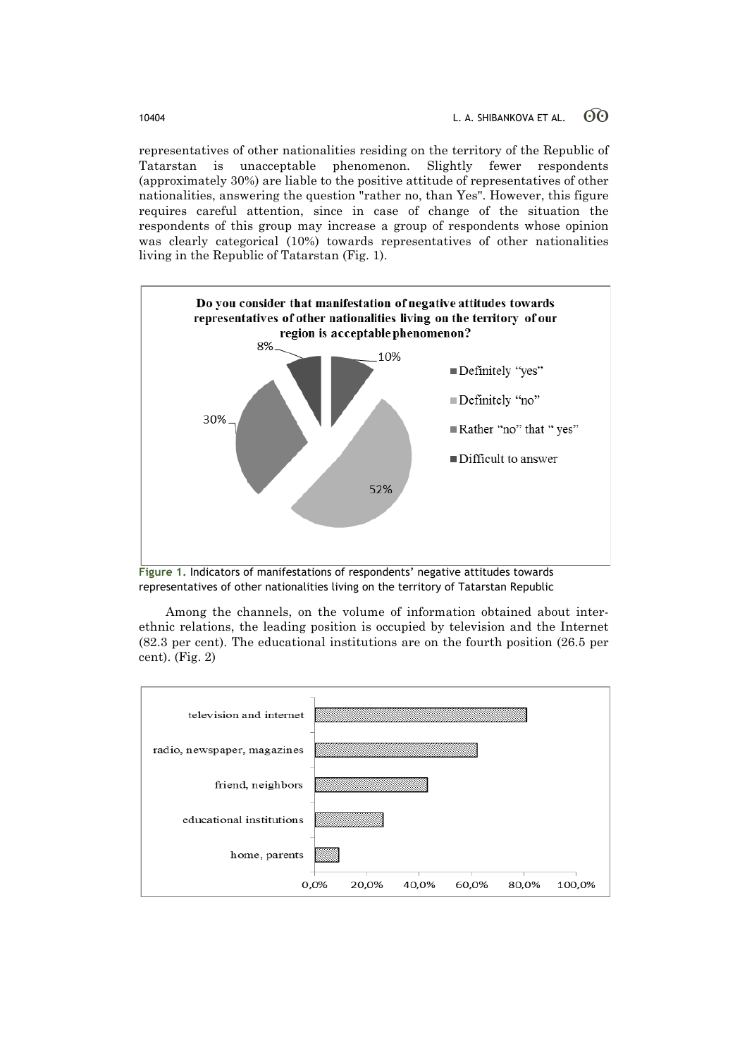representatives of other nationalities residing on the territory of the Republic of Tatarstan is unacceptable phenomenon. Slightly fewer respondents (approximately 30%) are liable to the positive attitude of representatives of other nationalities, answering the question "rather no, than Yes". However, this figure requires careful attention, since in case of change of the situation the respondents of this group may increase a group of respondents whose opinion was clearly categorical (10%) towards representatives of other nationalities living in the Republic of Tatarstan (Fig. 1).

**Do you consider that manifestation of negative attitudes towards representatives of other nationalities living on the territory of our region is acceptable phenomenon?**

| Answer | Share |
|---|---|
| Definitely "yes" | 10% |
| Definitely "no" | 52% |
| Rather "no" that " yes" | 30% |
| Difficult to answer | 8% |

**Figure 1.** Indicators of manifestations of respondents' negative attitudes towards representatives of other nationalities living on the territory of Tatarstan Republic

Among the channels, on the volume of information obtained about inter-ethnic relations, the leading position is occupied by television and the Internet (82.3 per cent). The educational institutions are on the fourth position (26.5 per cent). (Fig. 2)

| Channel |
|---|
| television and internet |
| radio, newspaper, magazines |
| friend, neighbors |
| educational institutions |
| home, parents |

Axis: 0,0% 20,0% 40,0% 60,0% 80,0% 100,0%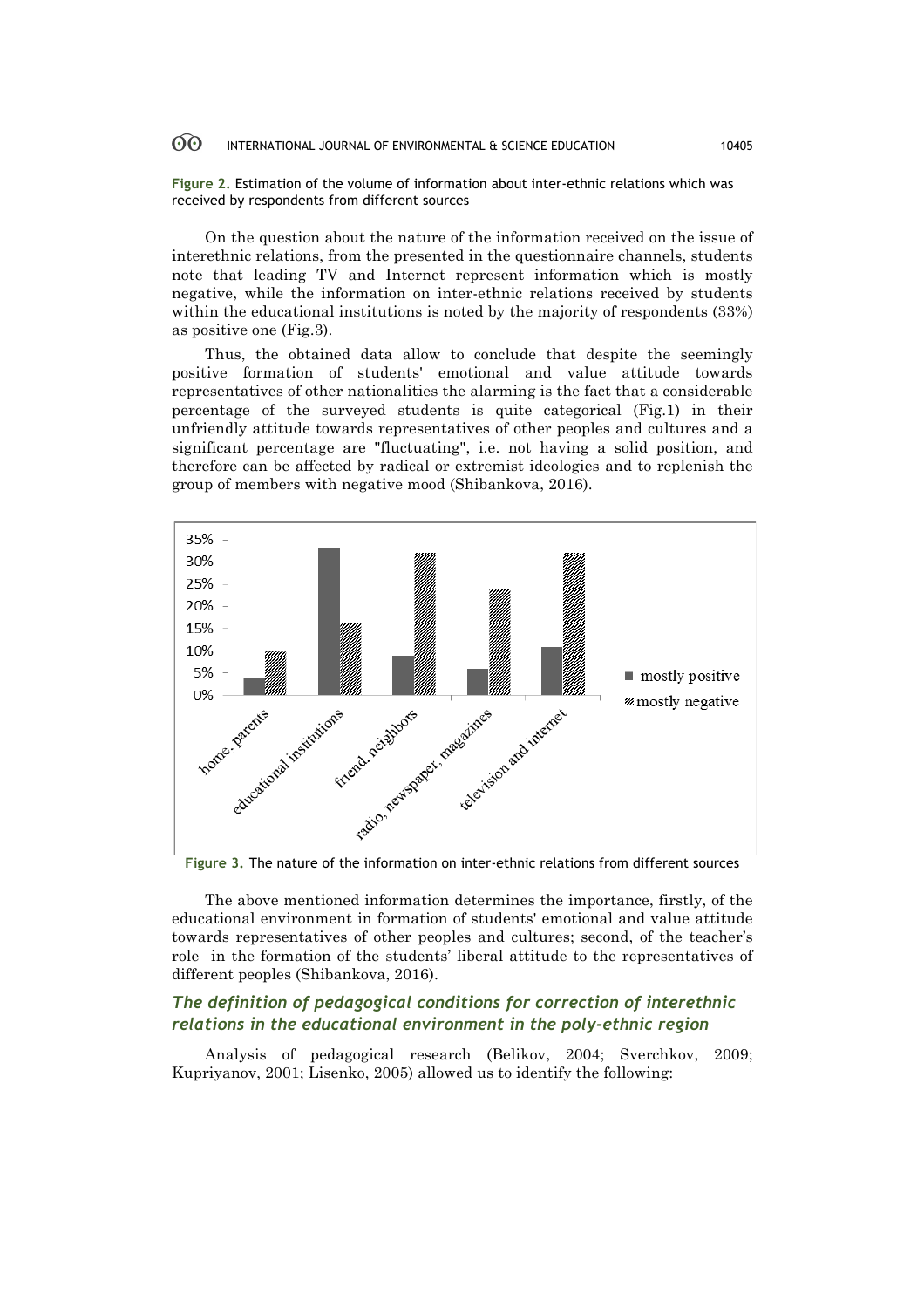**Figure 2.** Estimation of the volume of information about inter-ethnic relations which was received by respondents from different sources

On the question about the nature of the information received on the issue of interethnic relations, from the presented in the questionnaire channels, students note that leading TV and Internet represent information which is mostly negative, while the information on inter-ethnic relations received by students within the educational institutions is noted by the majority of respondents (33%) as positive one (Fig.3).

Thus, the obtained data allow to conclude that despite the seemingly positive formation of students' emotional and value attitude towards representatives of other nationalities the alarming is the fact that a considerable percentage of the surveyed students is quite categorical (Fig.1) in their unfriendly attitude towards representatives of other peoples and cultures and a significant percentage are "fluctuating", i.e. not having a solid position, and therefore can be affected by radical or extremist ideologies and to replenish the group of members with negative mood (Shibankova, 2016).

**Figure 3.** The nature of the information on inter-ethnic relations from different sources

The above mentioned information determines the importance, firstly, of the educational environment in formation of students' emotional and value attitude towards representatives of other peoples and cultures; second, of the teacher's role in the formation of the students' liberal attitude to the representatives of different peoples (Shibankova, 2016).

## *The definition of pedagogical conditions for correction of interethnic relations in the educational environment in the poly-ethnic region*

Analysis of pedagogical research (Belikov, 2004; Sverchkov, 2009; Kupriyanov, 2001; Lisenko, 2005) allowed us to identify the following: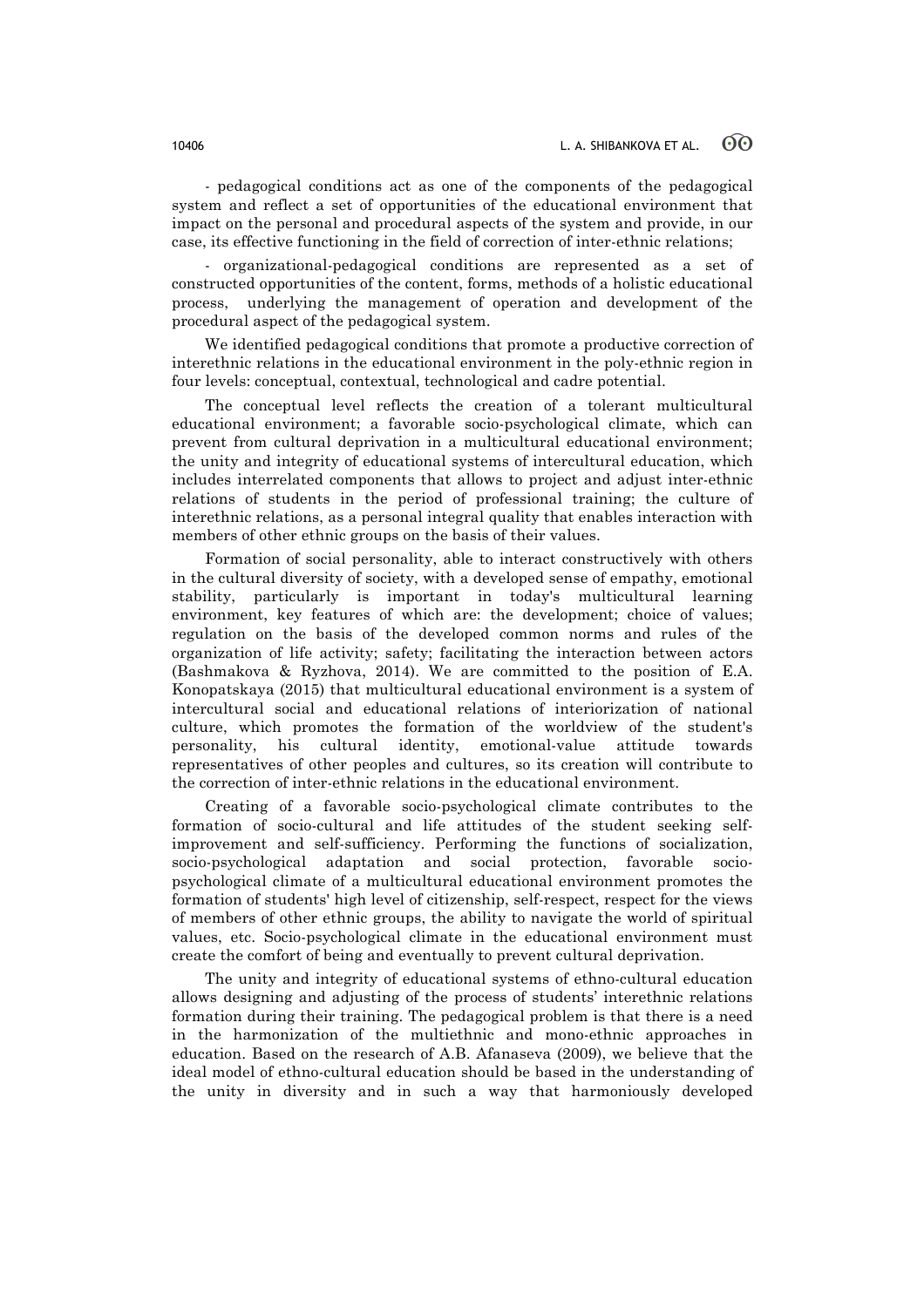- pedagogical conditions act as one of the components of the pedagogical system and reflect a set of opportunities of the educational environment that impact on the personal and procedural aspects of the system and provide, in our case, its effective functioning in the field of correction of inter-ethnic relations;

- organizational-pedagogical conditions are represented as a set of constructed opportunities of the content, forms, methods of a holistic educational process, underlying the management of operation and development of the procedural aspect of the pedagogical system.

We identified pedagogical conditions that promote a productive correction of interethnic relations in the educational environment in the poly-ethnic region in four levels: conceptual, contextual, technological and cadre potential.

The conceptual level reflects the creation of a tolerant multicultural educational environment; a favorable socio-psychological climate, which can prevent from cultural deprivation in a multicultural educational environment; the unity and integrity of educational systems of intercultural education, which includes interrelated components that allows to project and adjust inter-ethnic relations of students in the period of professional training; the culture of interethnic relations, as a personal integral quality that enables interaction with members of other ethnic groups on the basis of their values.

Formation of social personality, able to interact constructively with others in the cultural diversity of society, with a developed sense of empathy, emotional stability, particularly is important in today's multicultural learning environment, key features of which are: the development; choice of values; regulation on the basis of the developed common norms and rules of the organization of life activity; safety; facilitating the interaction between actors (Bashmakova & Ryzhova, 2014). We are committed to the position of E.A. Konopatskaya (2015) that multicultural educational environment is a system of intercultural social and educational relations of interiorization of national culture, which promotes the formation of the worldview of the student's personality, his cultural identity, emotional-value attitude towards representatives of other peoples and cultures, so its creation will contribute to the correction of inter-ethnic relations in the educational environment.

Creating of a favorable socio-psychological climate contributes to the formation of socio-cultural and life attitudes of the student seeking self-improvement and self-sufficiency. Performing the functions of socialization, socio-psychological adaptation and social protection, favorable socio-psychological climate of a multicultural educational environment promotes the formation of students' high level of citizenship, self-respect, respect for the views of members of other ethnic groups, the ability to navigate the world of spiritual values, etc. Socio-psychological climate in the educational environment must create the comfort of being and eventually to prevent cultural deprivation.

The unity and integrity of educational systems of ethno-cultural education allows designing and adjusting of the process of students' interethnic relations formation during their training. The pedagogical problem is that there is a need in the harmonization of the multiethnic and mono-ethnic approaches in education. Based on the research of A.B. Afanaseva (2009), we believe that the ideal model of ethno-cultural education should be based in the understanding of the unity in diversity and in such a way that harmoniously developed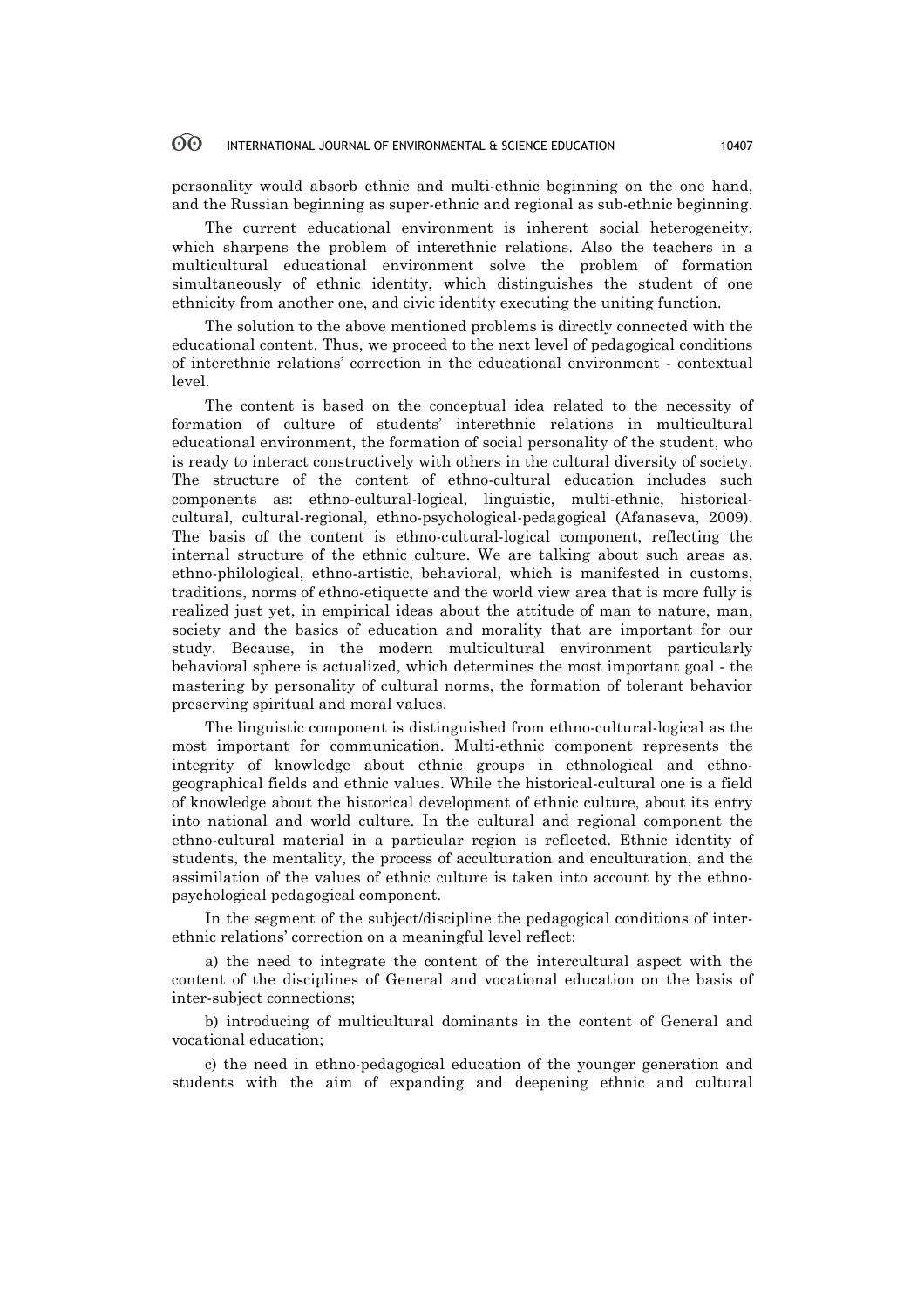personality would absorb ethnic and multi-ethnic beginning on the one hand, and the Russian beginning as super-ethnic and regional as sub-ethnic beginning.

The current educational environment is inherent social heterogeneity, which sharpens the problem of interethnic relations. Also the teachers in a multicultural educational environment solve the problem of formation simultaneously of ethnic identity, which distinguishes the student of one ethnicity from another one, and civic identity executing the uniting function.

The solution to the above mentioned problems is directly connected with the educational content. Thus, we proceed to the next level of pedagogical conditions of interethnic relations' correction in the educational environment - contextual level.

The content is based on the conceptual idea related to the necessity of formation of culture of students' interethnic relations in multicultural educational environment, the formation of social personality of the student, who is ready to interact constructively with others in the cultural diversity of society. The structure of the content of ethno-cultural education includes such components as: ethno-cultural-logical, linguistic, multi-ethnic, historical-cultural, cultural-regional, ethno-psychological-pedagogical (Afanaseva, 2009). The basis of the content is ethno-cultural-logical component, reflecting the internal structure of the ethnic culture. We are talking about such areas as, ethno-philological, ethno-artistic, behavioral, which is manifested in customs, traditions, norms of ethno-etiquette and the world view area that is more fully is realized just yet, in empirical ideas about the attitude of man to nature, man, society and the basics of education and morality that are important for our study. Because, in the modern multicultural environment particularly behavioral sphere is actualized, which determines the most important goal - the mastering by personality of cultural norms, the formation of tolerant behavior preserving spiritual and moral values.

The linguistic component is distinguished from ethno-cultural-logical as the most important for communication. Multi-ethnic component represents the integrity of knowledge about ethnic groups in ethnological and ethno-geographical fields and ethnic values. While the historical-cultural one is a field of knowledge about the historical development of ethnic culture, about its entry into national and world culture. In the cultural and regional component the ethno-cultural material in a particular region is reflected. Ethnic identity of students, the mentality, the process of acculturation and enculturation, and the assimilation of the values of ethnic culture is taken into account by the ethno-psychological pedagogical component.

In the segment of the subject/discipline the pedagogical conditions of inter-ethnic relations' correction on a meaningful level reflect:

a) the need to integrate the content of the intercultural aspect with the content of the disciplines of General and vocational education on the basis of inter-subject connections;

b) introducing of multicultural dominants in the content of General and vocational education;

c) the need in ethno-pedagogical education of the younger generation and students with the aim of expanding and deepening ethnic and cultural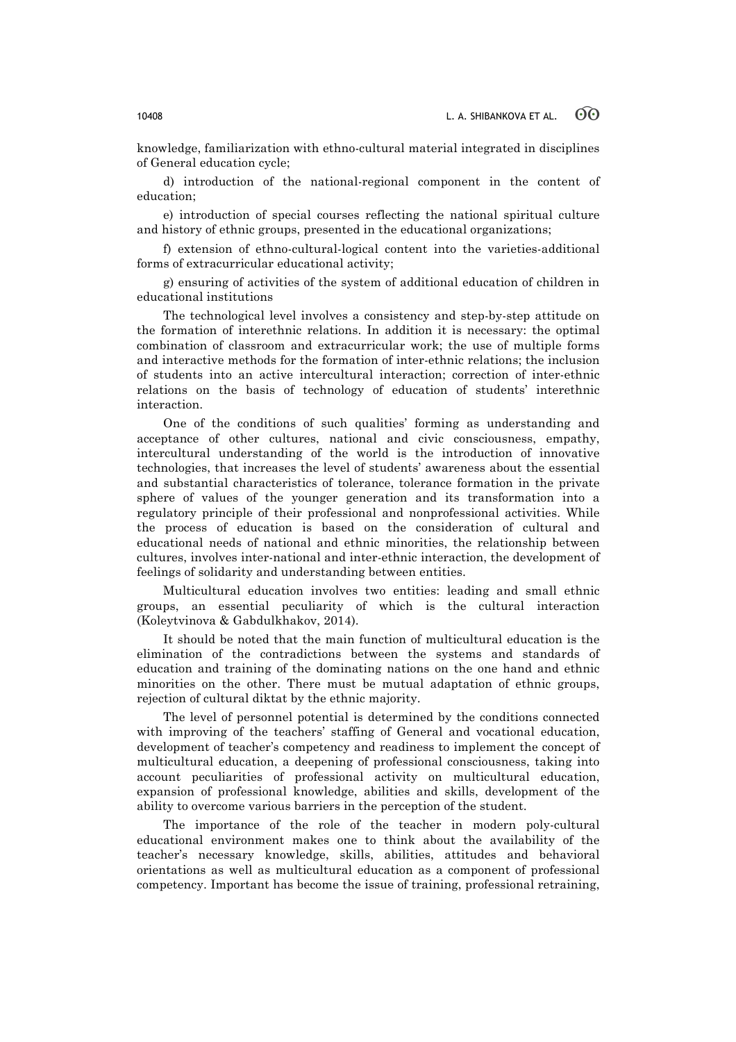knowledge, familiarization with ethno-cultural material integrated in disciplines of General education cycle;

d) introduction of the national-regional component in the content of education;

e) introduction of special courses reflecting the national spiritual culture and history of ethnic groups, presented in the educational organizations;

f) extension of ethno-cultural-logical content into the varieties-additional forms of extracurricular educational activity;

g) ensuring of activities of the system of additional education of children in educational institutions

The technological level involves a consistency and step-by-step attitude on the formation of interethnic relations. In addition it is necessary: the optimal combination of classroom and extracurricular work; the use of multiple forms and interactive methods for the formation of inter-ethnic relations; the inclusion of students into an active intercultural interaction; correction of inter-ethnic relations on the basis of technology of education of students' interethnic interaction.

One of the conditions of such qualities' forming as understanding and acceptance of other cultures, national and civic consciousness, empathy, intercultural understanding of the world is the introduction of innovative technologies, that increases the level of students' awareness about the essential and substantial characteristics of tolerance, tolerance formation in the private sphere of values of the younger generation and its transformation into a regulatory principle of their professional and nonprofessional activities. While the process of education is based on the consideration of cultural and educational needs of national and ethnic minorities, the relationship between cultures, involves inter-national and inter-ethnic interaction, the development of feelings of solidarity and understanding between entities.

Multicultural education involves two entities: leading and small ethnic groups, an essential peculiarity of which is the cultural interaction (Koleytvinova & Gabdulkhakov, 2014).

It should be noted that the main function of multicultural education is the elimination of the contradictions between the systems and standards of education and training of the dominating nations on the one hand and ethnic minorities on the other. There must be mutual adaptation of ethnic groups, rejection of cultural diktat by the ethnic majority.

The level of personnel potential is determined by the conditions connected with improving of the teachers' staffing of General and vocational education, development of teacher's competency and readiness to implement the concept of multicultural education, a deepening of professional consciousness, taking into account peculiarities of professional activity on multicultural education, expansion of professional knowledge, abilities and skills, development of the ability to overcome various barriers in the perception of the student.

The importance of the role of the teacher in modern poly-cultural educational environment makes one to think about the availability of the teacher's necessary knowledge, skills, abilities, attitudes and behavioral orientations as well as multicultural education as a component of professional competency. Important has become the issue of training, professional retraining,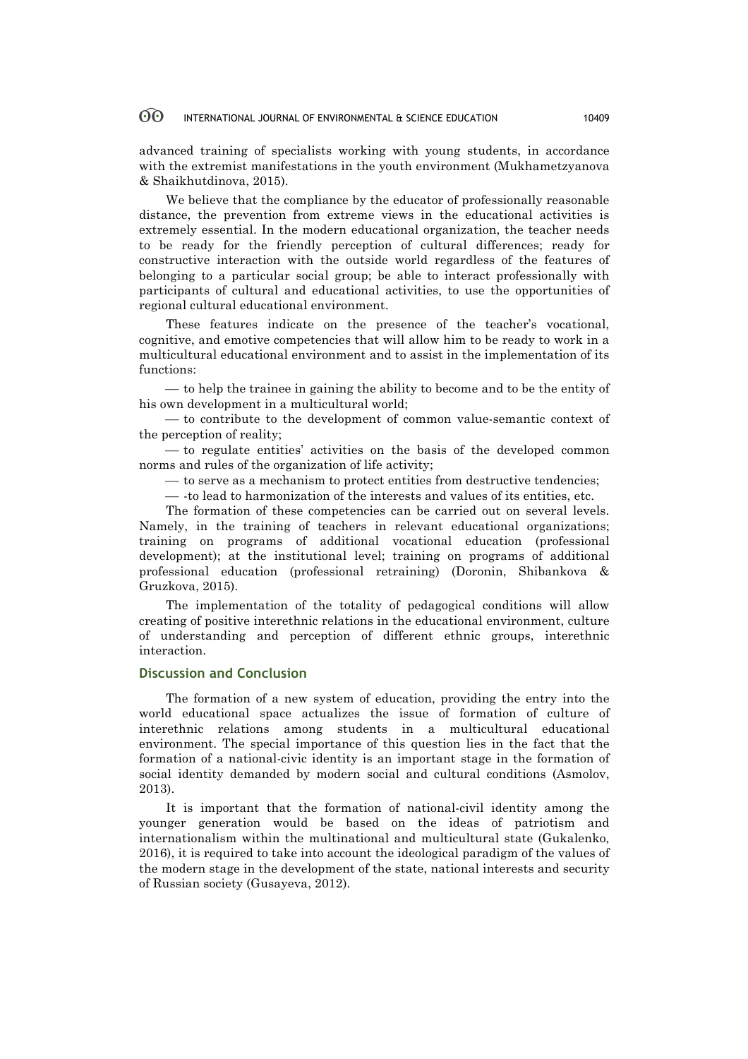advanced training of specialists working with young students, in accordance with the extremist manifestations in the youth environment (Mukhametzyanova & Shaikhutdinova, 2015).

We believe that the compliance by the educator of professionally reasonable distance, the prevention from extreme views in the educational activities is extremely essential. In the modern educational organization, the teacher needs to be ready for the friendly perception of cultural differences; ready for constructive interaction with the outside world regardless of the features of belonging to a particular social group; be able to interact professionally with participants of cultural and educational activities, to use the opportunities of regional cultural educational environment.

These features indicate on the presence of the teacher's vocational, cognitive, and emotive competencies that will allow him to be ready to work in a multicultural educational environment and to assist in the implementation of its functions:

— to help the trainee in gaining the ability to become and to be the entity of his own development in a multicultural world;

— to contribute to the development of common value-semantic context of the perception of reality;

— to regulate entities' activities on the basis of the developed common norms and rules of the organization of life activity;

— to serve as a mechanism to protect entities from destructive tendencies;

— -to lead to harmonization of the interests and values of its entities, etc.

The formation of these competencies can be carried out on several levels. Namely, in the training of teachers in relevant educational organizations; training on programs of additional vocational education (professional development); at the institutional level; training on programs of additional professional education (professional retraining) (Doronin, Shibankova & Gruzkova, 2015).

The implementation of the totality of pedagogical conditions will allow creating of positive interethnic relations in the educational environment, culture of understanding and perception of different ethnic groups, interethnic interaction.

## Discussion and Conclusion

The formation of a new system of education, providing the entry into the world educational space actualizes the issue of formation of culture of interethnic relations among students in a multicultural educational environment. The special importance of this question lies in the fact that the formation of a national-civic identity is an important stage in the formation of social identity demanded by modern social and cultural conditions (Asmolov, 2013).

It is important that the formation of national-civil identity among the younger generation would be based on the ideas of patriotism and internationalism within the multinational and multicultural state (Gukalenko, 2016), it is required to take into account the ideological paradigm of the values of the modern stage in the development of the state, national interests and security of Russian society (Gusayeva, 2012).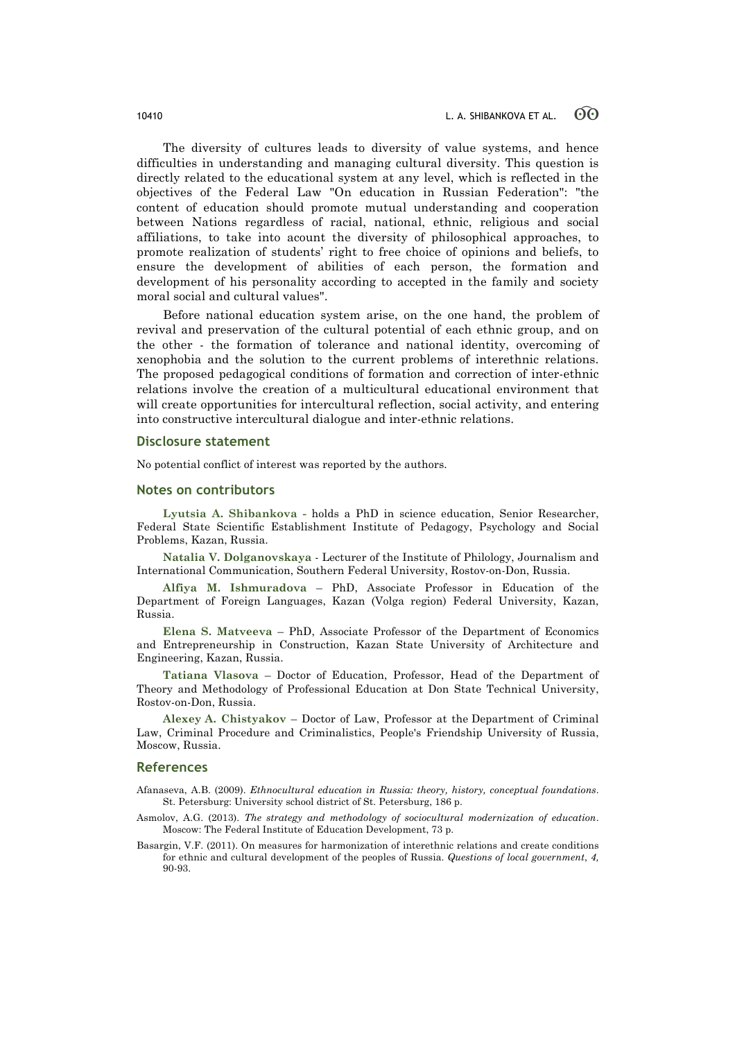The diversity of cultures leads to diversity of value systems, and hence difficulties in understanding and managing cultural diversity. This question is directly related to the educational system at any level, which is reflected in the objectives of the Federal Law "On education in Russian Federation": "the content of education should promote mutual understanding and cooperation between Nations regardless of racial, national, ethnic, religious and social affiliations, to take into acount the diversity of philosophical approaches, to promote realization of students' right to free choice of opinions and beliefs, to ensure the development of abilities of each person, the formation and development of his personality according to accepted in the family and society moral social and cultural values".

Before national education system arise, on the one hand, the problem of revival and preservation of the cultural potential of each ethnic group, and on the other - the formation of tolerance and national identity, overcoming of xenophobia and the solution to the current problems of interethnic relations. The proposed pedagogical conditions of formation and correction of inter-ethnic relations involve the creation of a multicultural educational environment that will create opportunities for intercultural reflection, social activity, and entering into constructive intercultural dialogue and inter-ethnic relations.

## Disclosure statement

No potential conflict of interest was reported by the authors.

## Notes on contributors

**Lyutsia A. Shibankova** - holds a PhD in science education, Senior Researcher, Federal State Scientific Establishment Institute of Pedagogy, Psychology and Social Problems, Kazan, Russia.

**Natalia V. Dolganovskaya** - Lecturer of the Institute of Philology, Journalism and International Communication, Southern Federal University, Rostov-on-Don, Russia.

**Alfiya M. Ishmuradova** – PhD, Associate Professor in Education of the Department of Foreign Languages, Kazan (Volga region) Federal University, Kazan, Russia.

**Elena S. Matveeva** – PhD, Associate Professor of the Department of Economics and Entrepreneurship in Construction, Kazan State University of Architecture and Engineering, Kazan, Russia.

**Tatiana Vlasova** – Doctor of Education, Professor, Head of the Department of Theory and Methodology of Professional Education at Don State Technical University, Rostov-on-Don, Russia.

**Alexey A. Chistyakov** – Doctor of Law, Professor at the Department of Criminal Law, Criminal Procedure and Criminalistics, People's Friendship University of Russia, Moscow, Russia.

## References

Afanaseva, A.B. (2009). *Ethnocultural education in Russia: theory, history, conceptual foundations*. St. Petersburg: University school district of St. Petersburg, 186 p.

Asmolov, A.G. (2013). *The strategy and methodology of sociocultural modernization of education*. Moscow: The Federal Institute of Education Development, 73 p.

Basargin, V.F. (2011). On measures for harmonization of interethnic relations and create conditions for ethnic and cultural development of the peoples of Russia. *Questions of local government*, *4,* 90-93.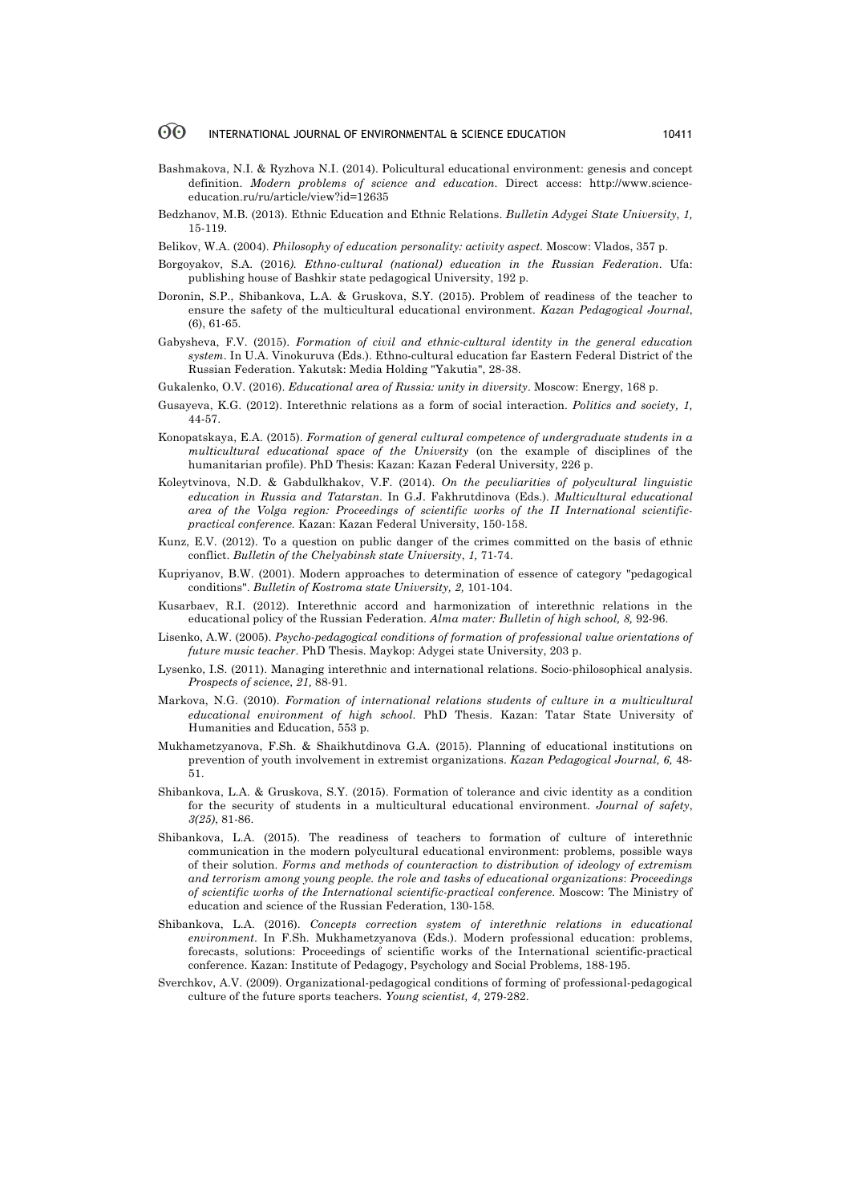Bashmakova, N.I. & Ryzhova N.I. (2014). Policultural educational environment: genesis and concept definition. *Modern problems of science and education*. Direct access: http://www.science-education.ru/ru/article/view?id=12635

Bedzhanov, M.B. (2013). Ethnic Education and Ethnic Relations. *Bulletin Adygei State University*, *1,* 15-119.

Belikov, W.A. (2004). *Philosophy of education personality: activity aspect.* Moscow: Vlados, 357 p.

Borgoyakov, S.A. (2016*). Ethno-cultural (national) education in the Russian Federation*. Ufa: publishing house of Bashkir state pedagogical University, 192 p.

Doronin, S.P., Shibankova, L.A. & Gruskova, S.Y. (2015). Problem of readiness of the teacher to ensure the safety of the multicultural educational environment. *Kazan Pedagogical Journal*, (6), 61-65.

Gabysheva, F.V. (2015). *Formation of civil and ethnic-cultural identity in the general education system*. In U.A. Vinokuruva (Eds.). Ethno-cultural education far Eastern Federal District of the Russian Federation. Yakutsk: Media Holding "Yakutia", 28-38.

Gukalenko, O.V. (2016). *Educational area of Russia: unity in diversity*. Moscow: Energy, 168 p.

Gusayeva, K.G. (2012). Interethnic relations as a form of social interaction. *Politics and society, 1,* 44-57.

Konopatskaya, E.A. (2015). *Formation of general cultural competence of undergraduate students in a multicultural educational space of the University* (on the example of disciplines of the humanitarian profile). PhD Thesis: Kazan: Kazan Federal University, 226 p.

Koleytvinova, N.D. & Gabdulkhakov, V.F. (2014). *On the peculiarities of polycultural linguistic education in Russia and Tatarstan.* In G.J. Fakhrutdinova (Eds.). *Multicultural educational area of the Volga region: Proceedings of scientific works of the II International scientific-practical conference.* Kazan: Kazan Federal University, 150-158.

Kunz, E.V. (2012). To a question on public danger of the crimes committed on the basis of ethnic conflict. *Bulletin of the Chelyabinsk state University*, *1,* 71-74.

Kupriyanov, B.W. (2001). Modern approaches to determination of essence of category "pedagogical conditions". *Bulletin of Kostroma state University, 2,* 101-104.

Kusarbaev, R.I. (2012). Interethnic accord and harmonization of interethnic relations in the educational policy of the Russian Federation. *Alma mater: Bulletin of high school, 8,* 92-96.

Lisenko, A.W. (2005). *Psycho-pedagogical conditions of formation of professional value orientations of future music teacher*. PhD Thesis. Maykop: Adygei state University, 203 p.

Lysenko, I.S. (2011). Managing interethnic and international relations. Socio-philosophical analysis. *Prospects of science*, *21,* 88-91.

Markova, N.G. (2010). *Formation of international relations students of culture in a multicultural educational environment of high school.* PhD Thesis. Kazan: Tatar State University of Humanities and Education, 553 p.

Mukhametzyanova, F.Sh. & Shaikhutdinova G.A. (2015). Planning of educational institutions on prevention of youth involvement in extremist organizations. *Kazan Pedagogical Journal, 6,* 48-51.

Shibankova, L.A. & Gruskova, S.Y. (2015). Formation of tolerance and civic identity as a condition for the security of students in a multicultural educational environment. *Journal of safety*, *3(25)*, 81-86.

Shibankova, L.A. (2015). The readiness of teachers to formation of culture of interethnic communication in the modern polycultural educational environment: problems, possible ways of their solution. *Forms and methods of counteraction to distribution of ideology of extremism and terrorism among young people. the role and tasks of educational organizations*: *Proceedings of scientific works of the International scientific-practical conference.* Moscow: The Ministry of education and science of the Russian Federation, 130-158.

Shibankova, L.A. (2016). *Concepts correction system of interethnic relations in educational environment*. In F.Sh. Mukhametzyanova (Eds.). Modern professional education: problems, forecasts, solutions: Proceedings of scientific works of the International scientific-practical conference. Kazan: Institute of Pedagogy, Psychology and Social Problems, 188-195.

Sverchkov, A.V. (2009). Organizational-pedagogical conditions of forming of professional-pedagogical culture of the future sports teachers. *Young scientist, 4,* 279-282.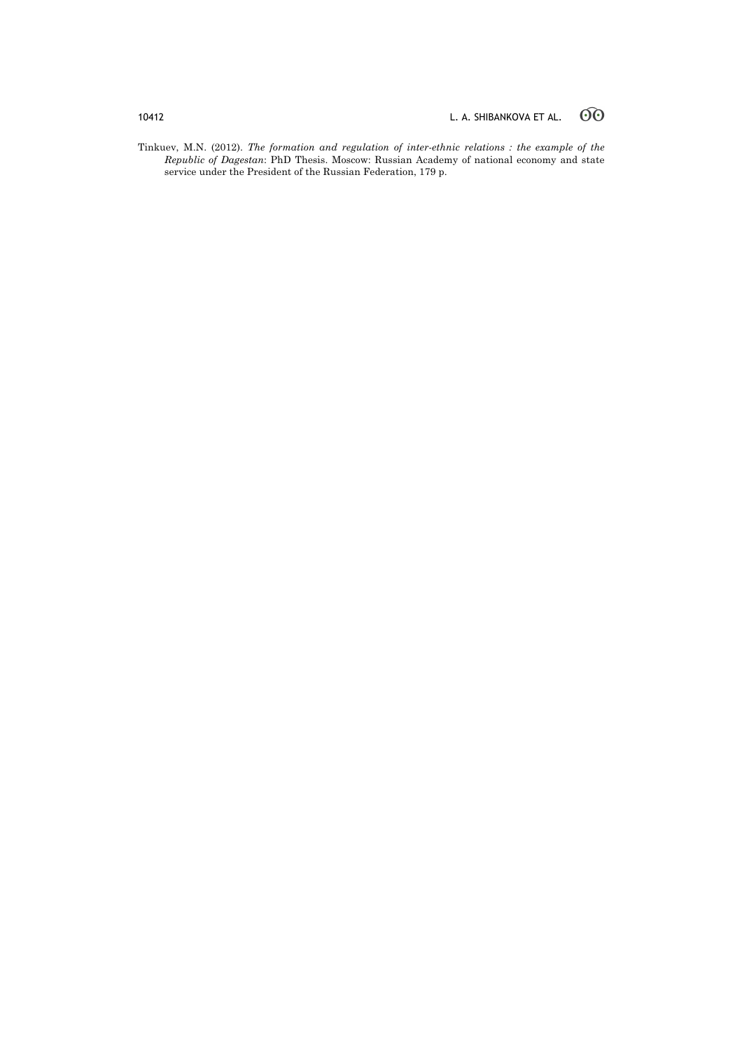Tinkuev, M.N. (2012). *The formation and regulation of inter-ethnic relations : the example of the Republic of Dagestan*: PhD Thesis. Moscow: Russian Academy of national economy and state service under the President of the Russian Federation, 179 p.